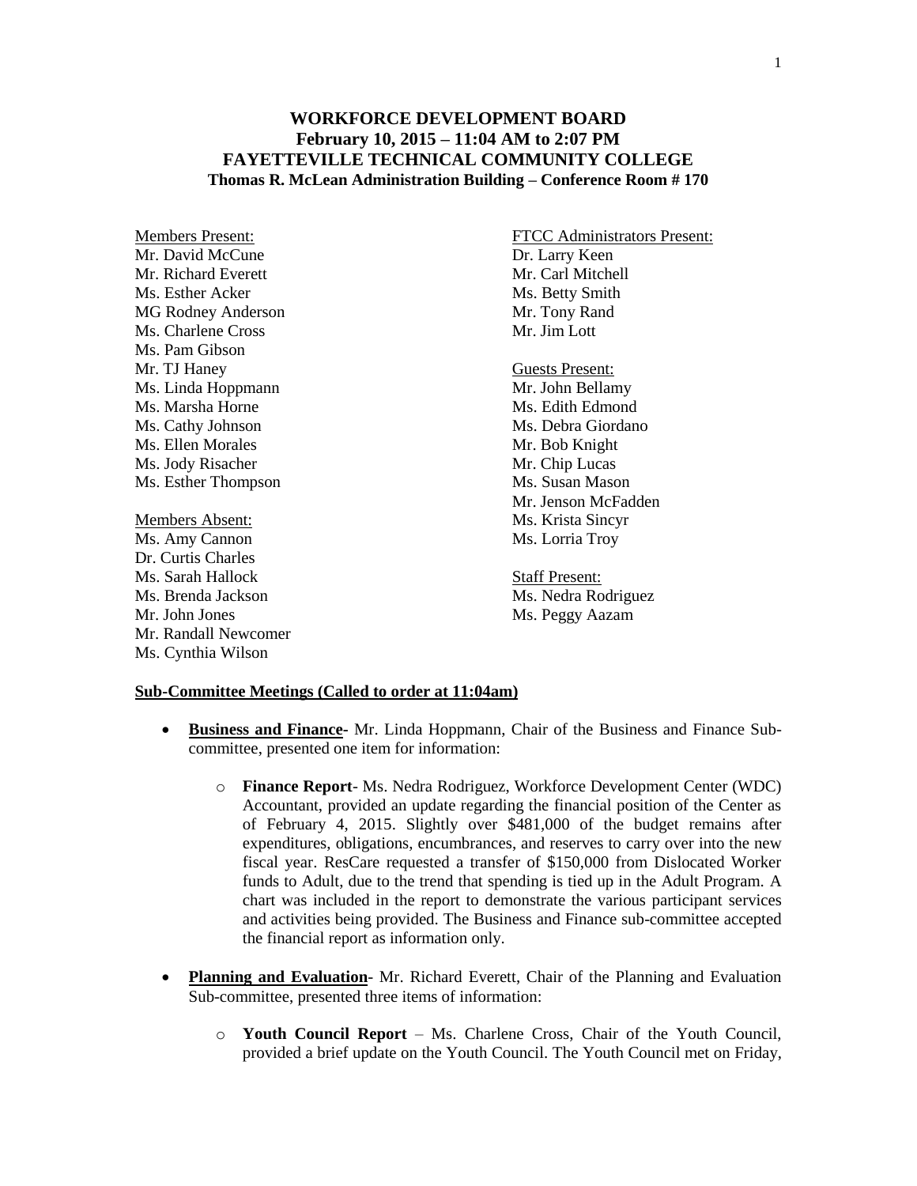# WORKFORCE DEVELOPMENT BOARD
## February 10, 2015 – 11:04 AM to 2:07 PM
## FAYETTEVILLE TECHNICAL COMMUNITY COLLEGE
### Thomas R. McLean Administration Building – Conference Room # 170

Members Present:
Mr. David McCune
Mr. Richard Everett
Ms. Esther Acker
MG Rodney Anderson
Ms. Charlene Cross
Ms. Pam Gibson
Mr. TJ Haney
Ms. Linda Hoppmann
Ms. Marsha Horne
Ms. Cathy Johnson
Ms. Ellen Morales
Ms. Jody Risacher
Ms. Esther Thompson

Members Absent:
Ms. Amy Cannon
Dr. Curtis Charles
Ms. Sarah Hallock
Ms. Brenda Jackson
Mr. John Jones
Mr. Randall Newcomer
Ms. Cynthia Wilson

FTCC Administrators Present:
Dr. Larry Keen
Mr. Carl Mitchell
Ms. Betty Smith
Mr. Tony Rand
Mr. Jim Lott

Guests Present:
Mr. John Bellamy
Ms. Edith Edmond
Ms. Debra Giordano
Mr. Bob Knight
Mr. Chip Lucas
Ms. Susan Mason
Mr. Jenson McFadden
Ms. Krista Sincyr
Ms. Lorria Troy

Staff Present:
Ms. Nedra Rodriguez
Ms. Peggy Aazam

**Sub-Committee Meetings (Called to order at 11:04am)**

- **Business and Finance**- Mr. Linda Hoppmann, Chair of the Business and Finance Sub-committee, presented one item for information:
  - **Finance Report**- Ms. Nedra Rodriguez, Workforce Development Center (WDC) Accountant, provided an update regarding the financial position of the Center as of February 4, 2015. Slightly over $481,000 of the budget remains after expenditures, obligations, encumbrances, and reserves to carry over into the new fiscal year. ResCare requested a transfer of $150,000 from Dislocated Worker funds to Adult, due to the trend that spending is tied up in the Adult Program. A chart was included in the report to demonstrate the various participant services and activities being provided. The Business and Finance sub-committee accepted the financial report as information only.

- **Planning and Evaluation**- Mr. Richard Everett, Chair of the Planning and Evaluation Sub-committee, presented three items of information:
  - **Youth Council Report** – Ms. Charlene Cross, Chair of the Youth Council, provided a brief update on the Youth Council. The Youth Council met on Friday,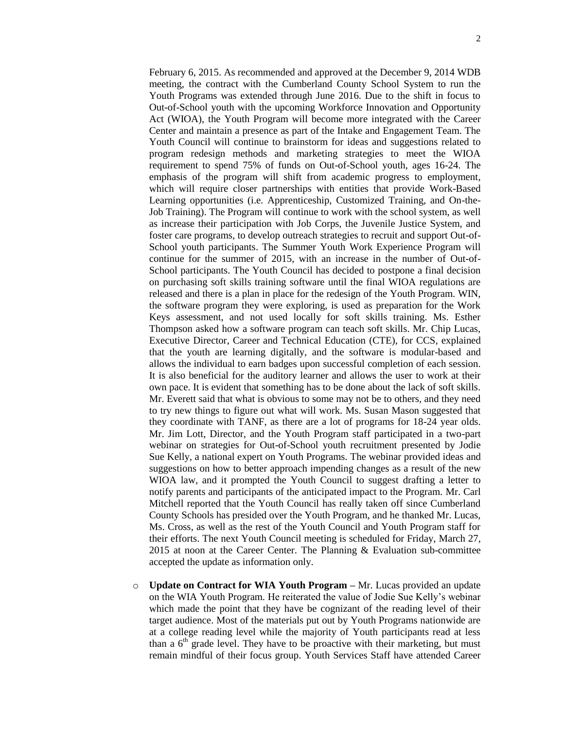February 6, 2015. As recommended and approved at the December 9, 2014 WDB meeting, the contract with the Cumberland County School System to run the Youth Programs was extended through June 2016. Due to the shift in focus to Out-of-School youth with the upcoming Workforce Innovation and Opportunity Act (WIOA), the Youth Program will become more integrated with the Career Center and maintain a presence as part of the Intake and Engagement Team. The Youth Council will continue to brainstorm for ideas and suggestions related to program redesign methods and marketing strategies to meet the WIOA requirement to spend 75% of funds on Out-of-School youth, ages 16-24. The emphasis of the program will shift from academic progress to employment, which will require closer partnerships with entities that provide Work-Based Learning opportunities (i.e. Apprenticeship, Customized Training, and On-the-Job Training). The Program will continue to work with the school system, as well as increase their participation with Job Corps, the Juvenile Justice System, and foster care programs, to develop outreach strategies to recruit and support Out-of-School youth participants. The Summer Youth Work Experience Program will continue for the summer of 2015, with an increase in the number of Out-of-School participants. The Youth Council has decided to postpone a final decision on purchasing soft skills training software until the final WIOA regulations are released and there is a plan in place for the redesign of the Youth Program. WIN, the software program they were exploring, is used as preparation for the Work Keys assessment, and not used locally for soft skills training. Ms. Esther Thompson asked how a software program can teach soft skills. Mr. Chip Lucas, Executive Director, Career and Technical Education (CTE), for CCS, explained that the youth are learning digitally, and the software is modular-based and allows the individual to earn badges upon successful completion of each session. It is also beneficial for the auditory learner and allows the user to work at their own pace. It is evident that something has to be done about the lack of soft skills. Mr. Everett said that what is obvious to some may not be to others, and they need to try new things to figure out what will work. Ms. Susan Mason suggested that they coordinate with TANF, as there are a lot of programs for 18-24 year olds. Mr. Jim Lott, Director, and the Youth Program staff participated in a two-part webinar on strategies for Out-of-School youth recruitment presented by Jodie Sue Kelly, a national expert on Youth Programs. The webinar provided ideas and suggestions on how to better approach impending changes as a result of the new WIOA law, and it prompted the Youth Council to suggest drafting a letter to notify parents and participants of the anticipated impact to the Program. Mr. Carl Mitchell reported that the Youth Council has really taken off since Cumberland County Schools has presided over the Youth Program, and he thanked Mr. Lucas, Ms. Cross, as well as the rest of the Youth Council and Youth Program staff for their efforts. The next Youth Council meeting is scheduled for Friday, March 27, 2015 at noon at the Career Center. The Planning & Evaluation sub-committee accepted the update as information only.

- **Update on Contract for WIA Youth Program –** Mr. Lucas provided an update on the WIA Youth Program. He reiterated the value of Jodie Sue Kelly's webinar which made the point that they have be cognizant of the reading level of their target audience. Most of the materials put out by Youth Programs nationwide are at a college reading level while the majority of Youth participants read at less than a 6th grade level. They have to be proactive with their marketing, but must remain mindful of their focus group. Youth Services Staff have attended Career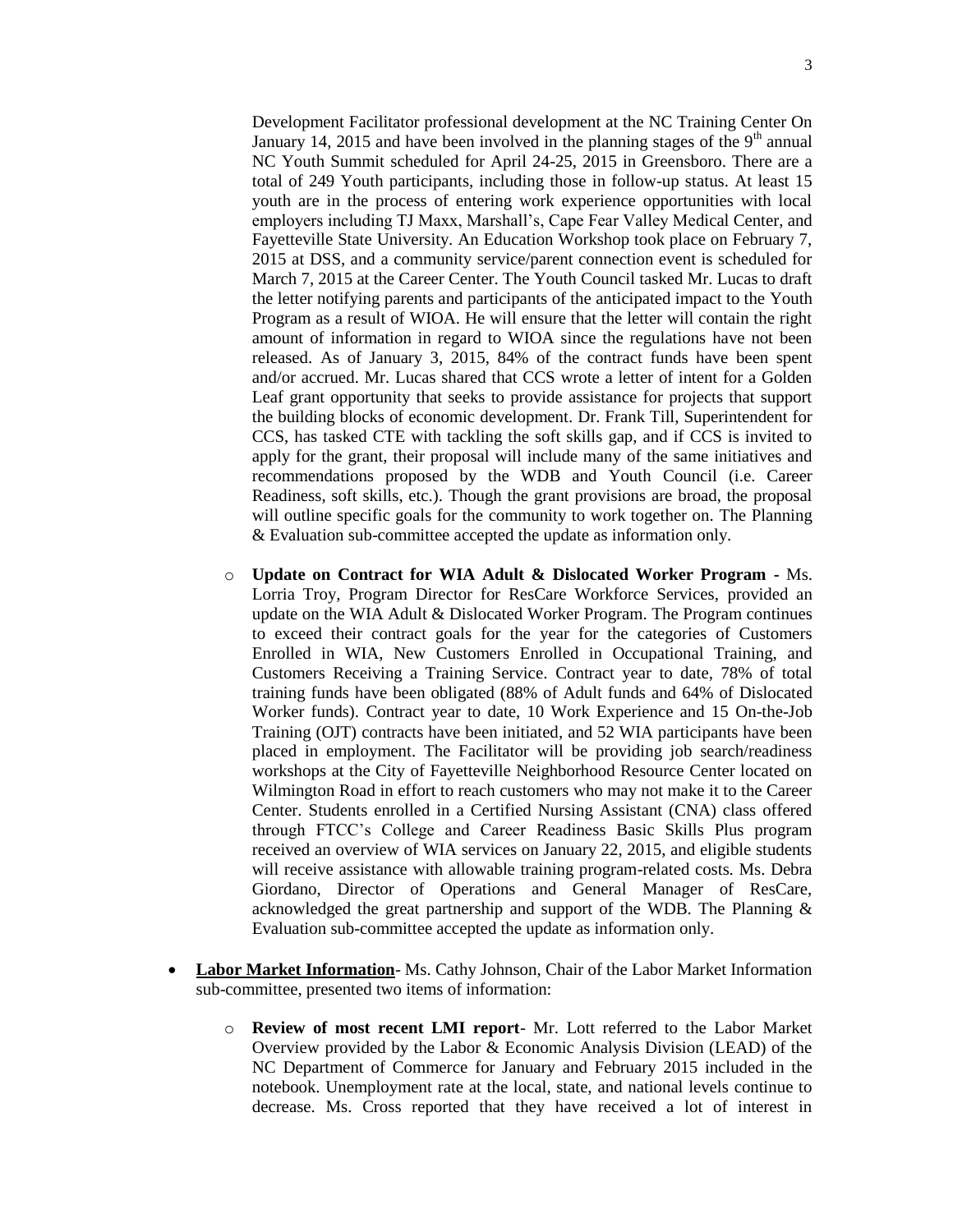Development Facilitator professional development at the NC Training Center On January 14, 2015 and have been involved in the planning stages of the 9th annual NC Youth Summit scheduled for April 24-25, 2015 in Greensboro. There are a total of 249 Youth participants, including those in follow-up status. At least 15 youth are in the process of entering work experience opportunities with local employers including TJ Maxx, Marshall's, Cape Fear Valley Medical Center, and Fayetteville State University. An Education Workshop took place on February 7, 2015 at DSS, and a community service/parent connection event is scheduled for March 7, 2015 at the Career Center. The Youth Council tasked Mr. Lucas to draft the letter notifying parents and participants of the anticipated impact to the Youth Program as a result of WIOA. He will ensure that the letter will contain the right amount of information in regard to WIOA since the regulations have not been released. As of January 3, 2015, 84% of the contract funds have been spent and/or accrued. Mr. Lucas shared that CCS wrote a letter of intent for a Golden Leaf grant opportunity that seeks to provide assistance for projects that support the building blocks of economic development. Dr. Frank Till, Superintendent for CCS, has tasked CTE with tackling the soft skills gap, and if CCS is invited to apply for the grant, their proposal will include many of the same initiatives and recommendations proposed by the WDB and Youth Council (i.e. Career Readiness, soft skills, etc.). Though the grant provisions are broad, the proposal will outline specific goals for the community to work together on. The Planning & Evaluation sub-committee accepted the update as information only.

  - **Update on Contract for WIA Adult & Dislocated Worker Program -** Ms. Lorria Troy, Program Director for ResCare Workforce Services, provided an update on the WIA Adult & Dislocated Worker Program. The Program continues to exceed their contract goals for the year for the categories of Customers Enrolled in WIA, New Customers Enrolled in Occupational Training, and Customers Receiving a Training Service. Contract year to date, 78% of total training funds have been obligated (88% of Adult funds and 64% of Dislocated Worker funds). Contract year to date, 10 Work Experience and 15 On-the-Job Training (OJT) contracts have been initiated, and 52 WIA participants have been placed in employment. The Facilitator will be providing job search/readiness workshops at the City of Fayetteville Neighborhood Resource Center located on Wilmington Road in effort to reach customers who may not make it to the Career Center. Students enrolled in a Certified Nursing Assistant (CNA) class offered through FTCC's College and Career Readiness Basic Skills Plus program received an overview of WIA services on January 22, 2015, and eligible students will receive assistance with allowable training program-related costs. Ms. Debra Giordano, Director of Operations and General Manager of ResCare, acknowledged the great partnership and support of the WDB. The Planning & Evaluation sub-committee accepted the update as information only.

- **Labor Market Information**- Ms. Cathy Johnson, Chair of the Labor Market Information sub-committee, presented two items of information:

  - **Review of most recent LMI report**- Mr. Lott referred to the Labor Market Overview provided by the Labor & Economic Analysis Division (LEAD) of the NC Department of Commerce for January and February 2015 included in the notebook. Unemployment rate at the local, state, and national levels continue to decrease. Ms. Cross reported that they have received a lot of interest in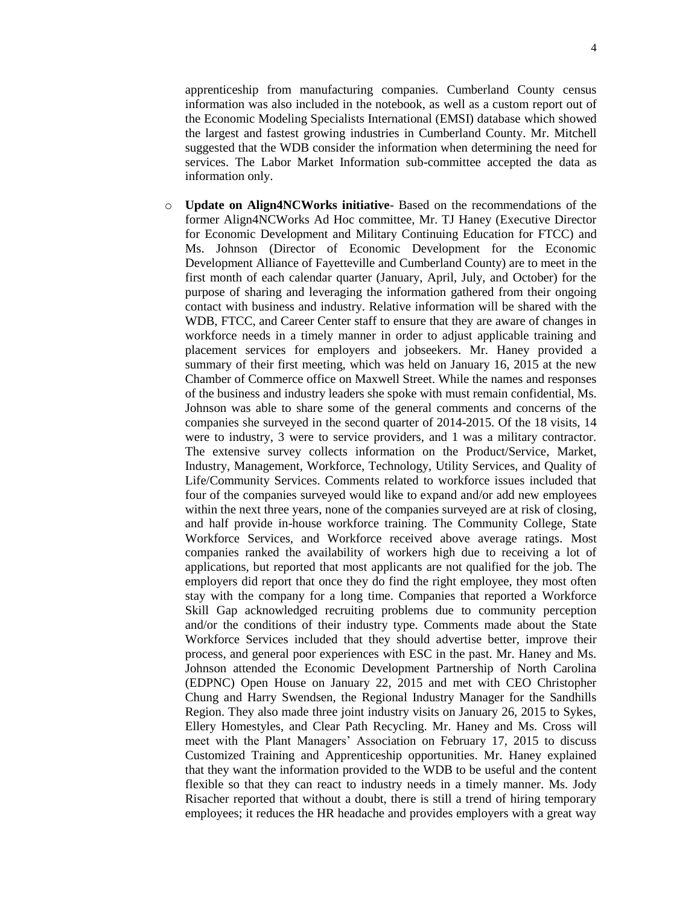apprenticeship from manufacturing companies. Cumberland County census information was also included in the notebook, as well as a custom report out of the Economic Modeling Specialists International (EMSI) database which showed the largest and fastest growing industries in Cumberland County. Mr. Mitchell suggested that the WDB consider the information when determining the need for services. The Labor Market Information sub-committee accepted the data as information only.

- **Update on Align4NCWorks initiative**- Based on the recommendations of the former Align4NCWorks Ad Hoc committee, Mr. TJ Haney (Executive Director for Economic Development and Military Continuing Education for FTCC) and Ms. Johnson (Director of Economic Development for the Economic Development Alliance of Fayetteville and Cumberland County) are to meet in the first month of each calendar quarter (January, April, July, and October) for the purpose of sharing and leveraging the information gathered from their ongoing contact with business and industry. Relative information will be shared with the WDB, FTCC, and Career Center staff to ensure that they are aware of changes in workforce needs in a timely manner in order to adjust applicable training and placement services for employers and jobseekers. Mr. Haney provided a summary of their first meeting, which was held on January 16, 2015 at the new Chamber of Commerce office on Maxwell Street. While the names and responses of the business and industry leaders she spoke with must remain confidential, Ms. Johnson was able to share some of the general comments and concerns of the companies she surveyed in the second quarter of 2014-2015. Of the 18 visits, 14 were to industry, 3 were to service providers, and 1 was a military contractor. The extensive survey collects information on the Product/Service, Market, Industry, Management, Workforce, Technology, Utility Services, and Quality of Life/Community Services. Comments related to workforce issues included that four of the companies surveyed would like to expand and/or add new employees within the next three years, none of the companies surveyed are at risk of closing, and half provide in-house workforce training. The Community College, State Workforce Services, and Workforce received above average ratings. Most companies ranked the availability of workers high due to receiving a lot of applications, but reported that most applicants are not qualified for the job. The employers did report that once they do find the right employee, they most often stay with the company for a long time. Companies that reported a Workforce Skill Gap acknowledged recruiting problems due to community perception and/or the conditions of their industry type. Comments made about the State Workforce Services included that they should advertise better, improve their process, and general poor experiences with ESC in the past. Mr. Haney and Ms. Johnson attended the Economic Development Partnership of North Carolina (EDPNC) Open House on January 22, 2015 and met with CEO Christopher Chung and Harry Swendsen, the Regional Industry Manager for the Sandhills Region. They also made three joint industry visits on January 26, 2015 to Sykes, Ellery Homestyles, and Clear Path Recycling. Mr. Haney and Ms. Cross will meet with the Plant Managers' Association on February 17, 2015 to discuss Customized Training and Apprenticeship opportunities. Mr. Haney explained that they want the information provided to the WDB to be useful and the content flexible so that they can react to industry needs in a timely manner. Ms. Jody Risacher reported that without a doubt, there is still a trend of hiring temporary employees; it reduces the HR headache and provides employers with a great way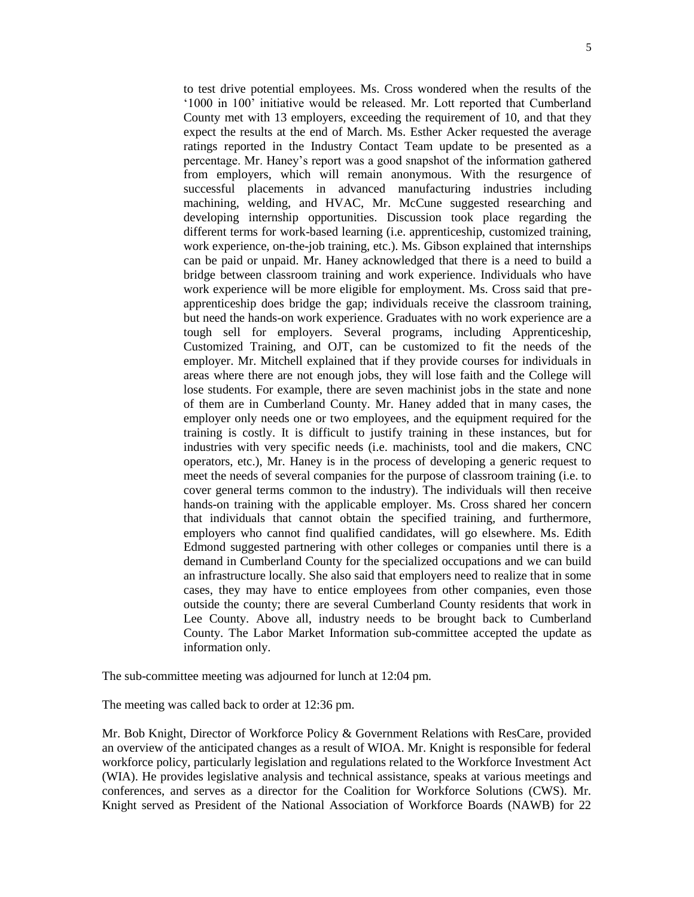to test drive potential employees. Ms. Cross wondered when the results of the '1000 in 100' initiative would be released. Mr. Lott reported that Cumberland County met with 13 employers, exceeding the requirement of 10, and that they expect the results at the end of March. Ms. Esther Acker requested the average ratings reported in the Industry Contact Team update to be presented as a percentage. Mr. Haney's report was a good snapshot of the information gathered from employers, which will remain anonymous. With the resurgence of successful placements in advanced manufacturing industries including machining, welding, and HVAC, Mr. McCune suggested researching and developing internship opportunities. Discussion took place regarding the different terms for work-based learning (i.e. apprenticeship, customized training, work experience, on-the-job training, etc.). Ms. Gibson explained that internships can be paid or unpaid. Mr. Haney acknowledged that there is a need to build a bridge between classroom training and work experience. Individuals who have work experience will be more eligible for employment. Ms. Cross said that pre-apprenticeship does bridge the gap; individuals receive the classroom training, but need the hands-on work experience. Graduates with no work experience are a tough sell for employers. Several programs, including Apprenticeship, Customized Training, and OJT, can be customized to fit the needs of the employer. Mr. Mitchell explained that if they provide courses for individuals in areas where there are not enough jobs, they will lose faith and the College will lose students. For example, there are seven machinist jobs in the state and none of them are in Cumberland County. Mr. Haney added that in many cases, the employer only needs one or two employees, and the equipment required for the training is costly. It is difficult to justify training in these instances, but for industries with very specific needs (i.e. machinists, tool and die makers, CNC operators, etc.), Mr. Haney is in the process of developing a generic request to meet the needs of several companies for the purpose of classroom training (i.e. to cover general terms common to the industry). The individuals will then receive hands-on training with the applicable employer. Ms. Cross shared her concern that individuals that cannot obtain the specified training, and furthermore, employers who cannot find qualified candidates, will go elsewhere. Ms. Edith Edmond suggested partnering with other colleges or companies until there is a demand in Cumberland County for the specialized occupations and we can build an infrastructure locally. She also said that employers need to realize that in some cases, they may have to entice employees from other companies, even those outside the county; there are several Cumberland County residents that work in Lee County. Above all, industry needs to be brought back to Cumberland County. The Labor Market Information sub-committee accepted the update as information only.

The sub-committee meeting was adjourned for lunch at 12:04 pm.

The meeting was called back to order at 12:36 pm.

Mr. Bob Knight, Director of Workforce Policy & Government Relations with ResCare, provided an overview of the anticipated changes as a result of WIOA. Mr. Knight is responsible for federal workforce policy, particularly legislation and regulations related to the Workforce Investment Act (WIA). He provides legislative analysis and technical assistance, speaks at various meetings and conferences, and serves as a director for the Coalition for Workforce Solutions (CWS). Mr. Knight served as President of the National Association of Workforce Boards (NAWB) for 22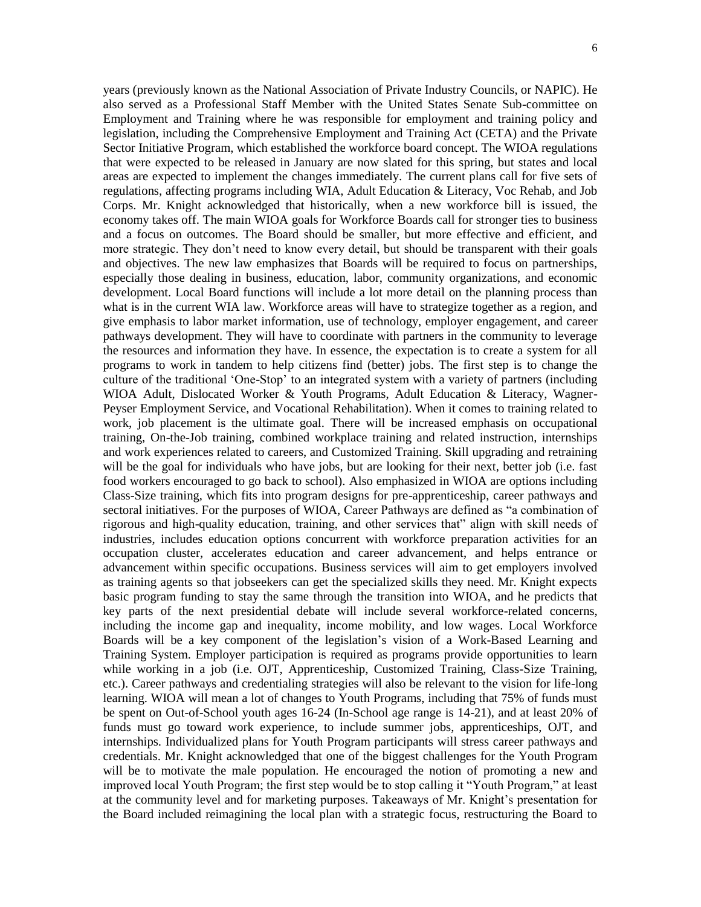years (previously known as the National Association of Private Industry Councils, or NAPIC). He also served as a Professional Staff Member with the United States Senate Sub-committee on Employment and Training where he was responsible for employment and training policy and legislation, including the Comprehensive Employment and Training Act (CETA) and the Private Sector Initiative Program, which established the workforce board concept. The WIOA regulations that were expected to be released in January are now slated for this spring, but states and local areas are expected to implement the changes immediately. The current plans call for five sets of regulations, affecting programs including WIA, Adult Education & Literacy, Voc Rehab, and Job Corps. Mr. Knight acknowledged that historically, when a new workforce bill is issued, the economy takes off. The main WIOA goals for Workforce Boards call for stronger ties to business and a focus on outcomes. The Board should be smaller, but more effective and efficient, and more strategic. They don't need to know every detail, but should be transparent with their goals and objectives. The new law emphasizes that Boards will be required to focus on partnerships, especially those dealing in business, education, labor, community organizations, and economic development. Local Board functions will include a lot more detail on the planning process than what is in the current WIA law. Workforce areas will have to strategize together as a region, and give emphasis to labor market information, use of technology, employer engagement, and career pathways development. They will have to coordinate with partners in the community to leverage the resources and information they have. In essence, the expectation is to create a system for all programs to work in tandem to help citizens find (better) jobs. The first step is to change the culture of the traditional 'One-Stop' to an integrated system with a variety of partners (including WIOA Adult, Dislocated Worker & Youth Programs, Adult Education & Literacy, Wagner-Peyser Employment Service, and Vocational Rehabilitation). When it comes to training related to work, job placement is the ultimate goal. There will be increased emphasis on occupational training, On-the-Job training, combined workplace training and related instruction, internships and work experiences related to careers, and Customized Training. Skill upgrading and retraining will be the goal for individuals who have jobs, but are looking for their next, better job (i.e. fast food workers encouraged to go back to school). Also emphasized in WIOA are options including Class-Size training, which fits into program designs for pre-apprenticeship, career pathways and sectoral initiatives. For the purposes of WIOA, Career Pathways are defined as "a combination of rigorous and high-quality education, training, and other services that" align with skill needs of industries, includes education options concurrent with workforce preparation activities for an occupation cluster, accelerates education and career advancement, and helps entrance or advancement within specific occupations. Business services will aim to get employers involved as training agents so that jobseekers can get the specialized skills they need. Mr. Knight expects basic program funding to stay the same through the transition into WIOA, and he predicts that key parts of the next presidential debate will include several workforce-related concerns, including the income gap and inequality, income mobility, and low wages. Local Workforce Boards will be a key component of the legislation's vision of a Work-Based Learning and Training System. Employer participation is required as programs provide opportunities to learn while working in a job (i.e. OJT, Apprenticeship, Customized Training, Class-Size Training, etc.). Career pathways and credentialing strategies will also be relevant to the vision for life-long learning. WIOA will mean a lot of changes to Youth Programs, including that 75% of funds must be spent on Out-of-School youth ages 16-24 (In-School age range is 14-21), and at least 20% of funds must go toward work experience, to include summer jobs, apprenticeships, OJT, and internships. Individualized plans for Youth Program participants will stress career pathways and credentials. Mr. Knight acknowledged that one of the biggest challenges for the Youth Program will be to motivate the male population. He encouraged the notion of promoting a new and improved local Youth Program; the first step would be to stop calling it "Youth Program," at least at the community level and for marketing purposes. Takeaways of Mr. Knight's presentation for the Board included reimagining the local plan with a strategic focus, restructuring the Board to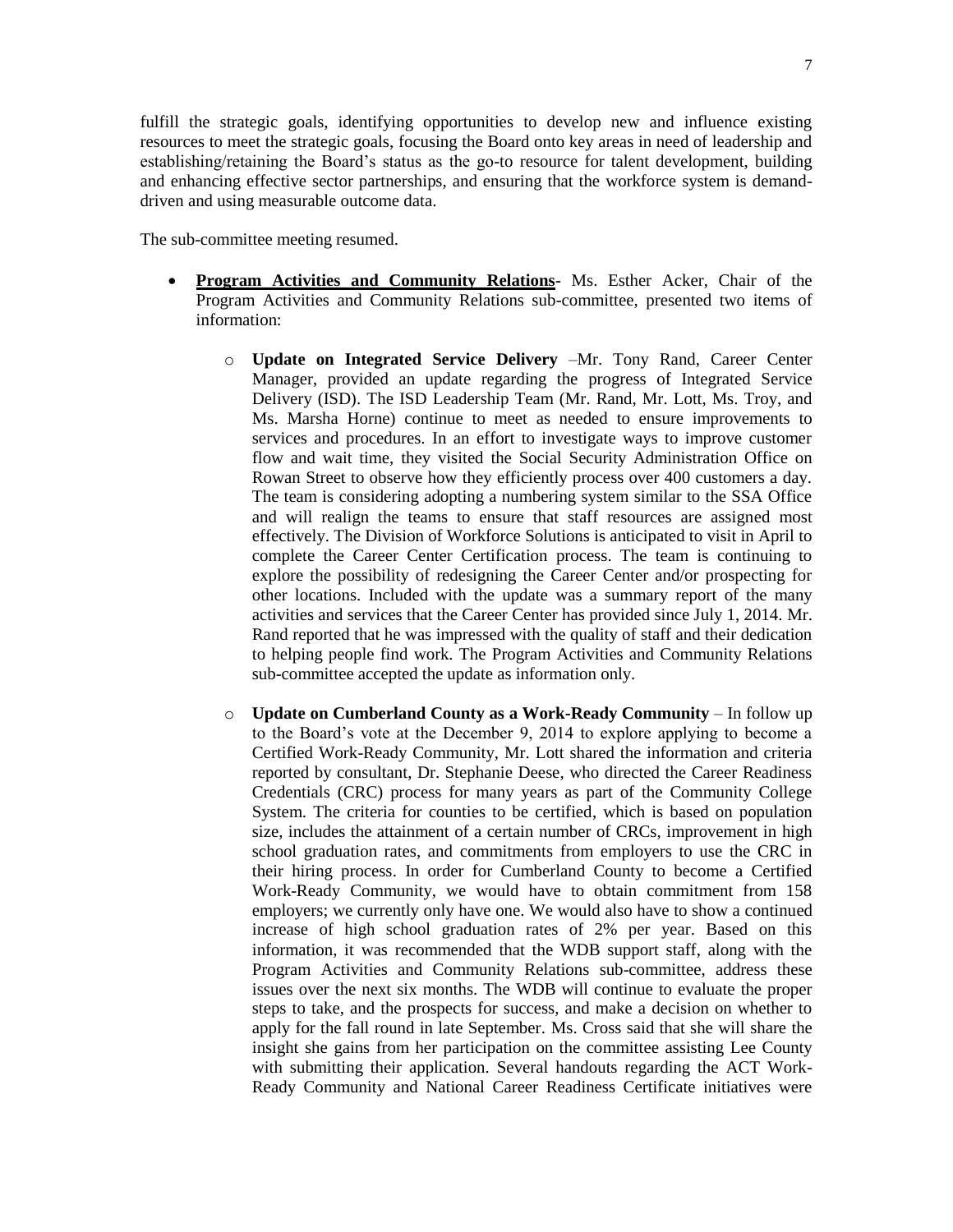fulfill the strategic goals, identifying opportunities to develop new and influence existing resources to meet the strategic goals, focusing the Board onto key areas in need of leadership and establishing/retaining the Board's status as the go-to resource for talent development, building and enhancing effective sector partnerships, and ensuring that the workforce system is demand-driven and using measurable outcome data.

The sub-committee meeting resumed.

- **Program Activities and Community Relations-** Ms. Esther Acker, Chair of the Program Activities and Community Relations sub-committee, presented two items of information:

  - **Update on Integrated Service Delivery** –Mr. Tony Rand, Career Center Manager, provided an update regarding the progress of Integrated Service Delivery (ISD). The ISD Leadership Team (Mr. Rand, Mr. Lott, Ms. Troy, and Ms. Marsha Horne) continue to meet as needed to ensure improvements to services and procedures. In an effort to investigate ways to improve customer flow and wait time, they visited the Social Security Administration Office on Rowan Street to observe how they efficiently process over 400 customers a day. The team is considering adopting a numbering system similar to the SSA Office and will realign the teams to ensure that staff resources are assigned most effectively. The Division of Workforce Solutions is anticipated to visit in April to complete the Career Center Certification process. The team is continuing to explore the possibility of redesigning the Career Center and/or prospecting for other locations. Included with the update was a summary report of the many activities and services that the Career Center has provided since July 1, 2014. Mr. Rand reported that he was impressed with the quality of staff and their dedication to helping people find work. The Program Activities and Community Relations sub-committee accepted the update as information only.

  - **Update on Cumberland County as a Work-Ready Community** – In follow up to the Board's vote at the December 9, 2014 to explore applying to become a Certified Work-Ready Community, Mr. Lott shared the information and criteria reported by consultant, Dr. Stephanie Deese, who directed the Career Readiness Credentials (CRC) process for many years as part of the Community College System. The criteria for counties to be certified, which is based on population size, includes the attainment of a certain number of CRCs, improvement in high school graduation rates, and commitments from employers to use the CRC in their hiring process. In order for Cumberland County to become a Certified Work-Ready Community, we would have to obtain commitment from 158 employers; we currently only have one. We would also have to show a continued increase of high school graduation rates of 2% per year. Based on this information, it was recommended that the WDB support staff, along with the Program Activities and Community Relations sub-committee, address these issues over the next six months. The WDB will continue to evaluate the proper steps to take, and the prospects for success, and make a decision on whether to apply for the fall round in late September. Ms. Cross said that she will share the insight she gains from her participation on the committee assisting Lee County with submitting their application. Several handouts regarding the ACT Work-Ready Community and National Career Readiness Certificate initiatives were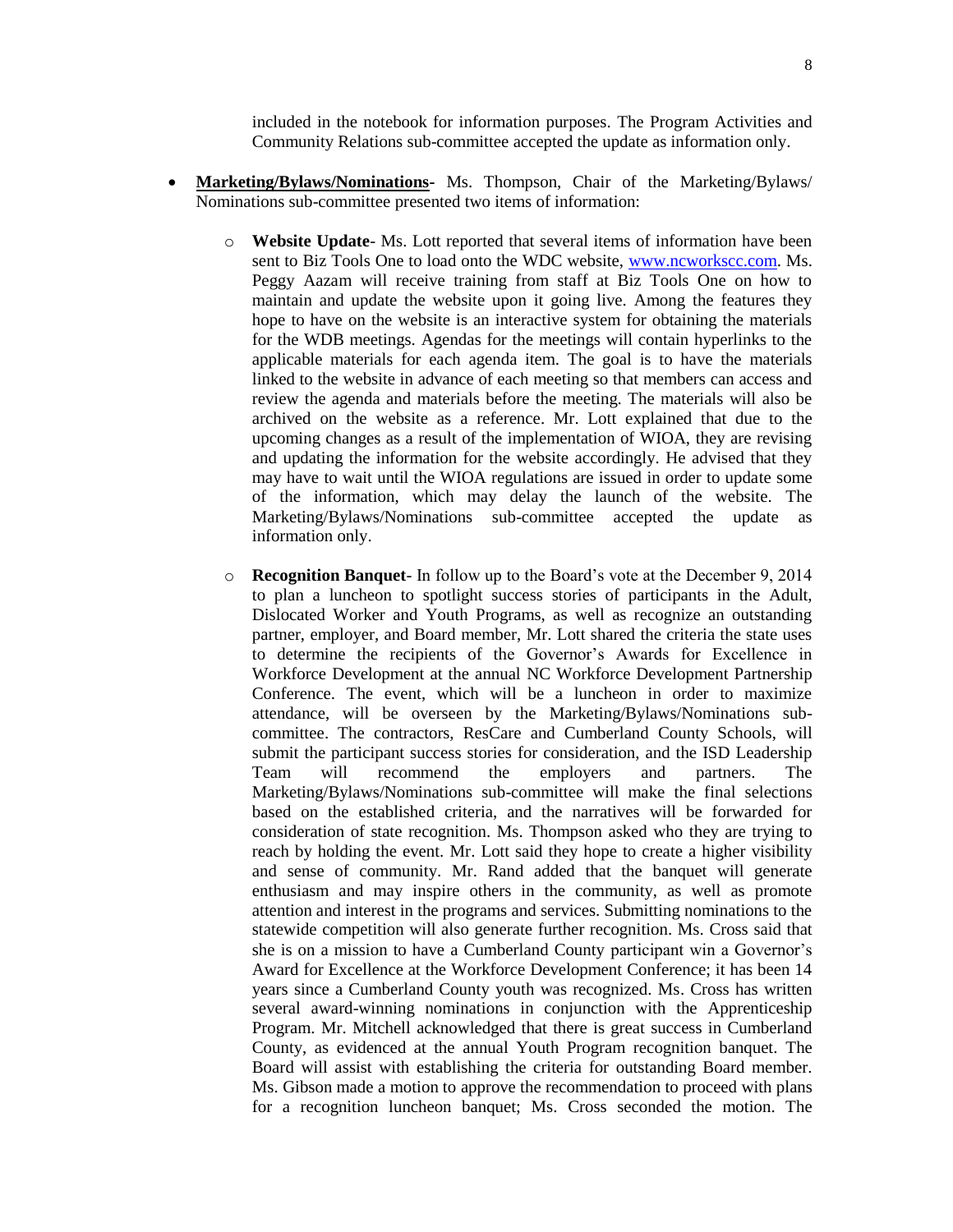included in the notebook for information purposes. The Program Activities and Community Relations sub-committee accepted the update as information only.

- **Marketing/Bylaws/Nominations**- Ms. Thompson, Chair of the Marketing/Bylaws/ Nominations sub-committee presented two items of information:

    - **Website Update**- Ms. Lott reported that several items of information have been sent to Biz Tools One to load onto the WDC website, [www.ncworkscc.com](www.ncworkscc.com). Ms. Peggy Aazam will receive training from staff at Biz Tools One on how to maintain and update the website upon it going live. Among the features they hope to have on the website is an interactive system for obtaining the materials for the WDB meetings. Agendas for the meetings will contain hyperlinks to the applicable materials for each agenda item. The goal is to have the materials linked to the website in advance of each meeting so that members can access and review the agenda and materials before the meeting. The materials will also be archived on the website as a reference. Mr. Lott explained that due to the upcoming changes as a result of the implementation of WIOA, they are revising and updating the information for the website accordingly. He advised that they may have to wait until the WIOA regulations are issued in order to update some of the information, which may delay the launch of the website. The Marketing/Bylaws/Nominations sub-committee accepted the update as information only.

    - **Recognition Banquet**- In follow up to the Board's vote at the December 9, 2014 to plan a luncheon to spotlight success stories of participants in the Adult, Dislocated Worker and Youth Programs, as well as recognize an outstanding partner, employer, and Board member, Mr. Lott shared the criteria the state uses to determine the recipients of the Governor's Awards for Excellence in Workforce Development at the annual NC Workforce Development Partnership Conference. The event, which will be a luncheon in order to maximize attendance, will be overseen by the Marketing/Bylaws/Nominations sub-committee. The contractors, ResCare and Cumberland County Schools, will submit the participant success stories for consideration, and the ISD Leadership Team will recommend the employers and partners. The Marketing/Bylaws/Nominations sub-committee will make the final selections based on the established criteria, and the narratives will be forwarded for consideration of state recognition. Ms. Thompson asked who they are trying to reach by holding the event. Mr. Lott said they hope to create a higher visibility and sense of community. Mr. Rand added that the banquet will generate enthusiasm and may inspire others in the community, as well as promote attention and interest in the programs and services. Submitting nominations to the statewide competition will also generate further recognition. Ms. Cross said that she is on a mission to have a Cumberland County participant win a Governor's Award for Excellence at the Workforce Development Conference; it has been 14 years since a Cumberland County youth was recognized. Ms. Cross has written several award-winning nominations in conjunction with the Apprenticeship Program. Mr. Mitchell acknowledged that there is great success in Cumberland County, as evidenced at the annual Youth Program recognition banquet. The Board will assist with establishing the criteria for outstanding Board member. Ms. Gibson made a motion to approve the recommendation to proceed with plans for a recognition luncheon banquet; Ms. Cross seconded the motion. The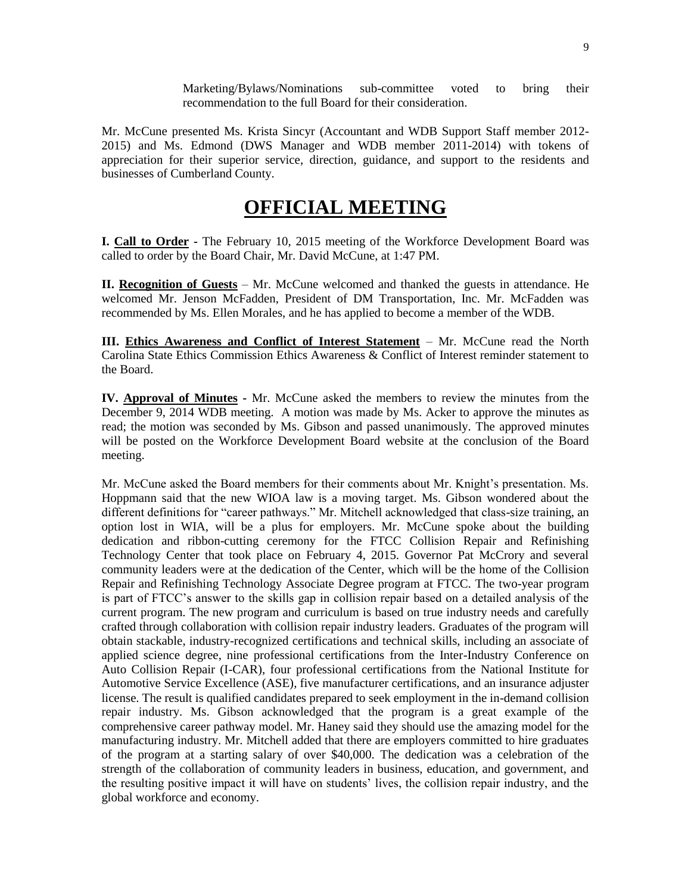Marketing/Bylaws/Nominations sub-committee voted to bring their recommendation to the full Board for their consideration.

Mr. McCune presented Ms. Krista Sincyr (Accountant and WDB Support Staff member 2012-2015) and Ms. Edmond (DWS Manager and WDB member 2011-2014) with tokens of appreciation for their superior service, direction, guidance, and support to the residents and businesses of Cumberland County.

# OFFICIAL MEETING

**I. Call to Order -** The February 10, 2015 meeting of the Workforce Development Board was called to order by the Board Chair, Mr. David McCune, at 1:47 PM.

**II. Recognition of Guests** – Mr. McCune welcomed and thanked the guests in attendance. He welcomed Mr. Jenson McFadden, President of DM Transportation, Inc. Mr. McFadden was recommended by Ms. Ellen Morales, and he has applied to become a member of the WDB.

**III. Ethics Awareness and Conflict of Interest Statement** – Mr. McCune read the North Carolina State Ethics Commission Ethics Awareness & Conflict of Interest reminder statement to the Board.

**IV. Approval of Minutes -** Mr. McCune asked the members to review the minutes from the December 9, 2014 WDB meeting. A motion was made by Ms. Acker to approve the minutes as read; the motion was seconded by Ms. Gibson and passed unanimously. The approved minutes will be posted on the Workforce Development Board website at the conclusion of the Board meeting.

Mr. McCune asked the Board members for their comments about Mr. Knight's presentation. Ms. Hoppmann said that the new WIOA law is a moving target. Ms. Gibson wondered about the different definitions for "career pathways." Mr. Mitchell acknowledged that class-size training, an option lost in WIA, will be a plus for employers. Mr. McCune spoke about the building dedication and ribbon-cutting ceremony for the FTCC Collision Repair and Refinishing Technology Center that took place on February 4, 2015. Governor Pat McCrory and several community leaders were at the dedication of the Center, which will be the home of the Collision Repair and Refinishing Technology Associate Degree program at FTCC. The two-year program is part of FTCC's answer to the skills gap in collision repair based on a detailed analysis of the current program. The new program and curriculum is based on true industry needs and carefully crafted through collaboration with collision repair industry leaders. Graduates of the program will obtain stackable, industry-recognized certifications and technical skills, including an associate of applied science degree, nine professional certifications from the Inter-Industry Conference on Auto Collision Repair (I-CAR), four professional certifications from the National Institute for Automotive Service Excellence (ASE), five manufacturer certifications, and an insurance adjuster license. The result is qualified candidates prepared to seek employment in the in-demand collision repair industry. Ms. Gibson acknowledged that the program is a great example of the comprehensive career pathway model. Mr. Haney said they should use the amazing model for the manufacturing industry. Mr. Mitchell added that there are employers committed to hire graduates of the program at a starting salary of over $40,000. The dedication was a celebration of the strength of the collaboration of community leaders in business, education, and government, and the resulting positive impact it will have on students' lives, the collision repair industry, and the global workforce and economy.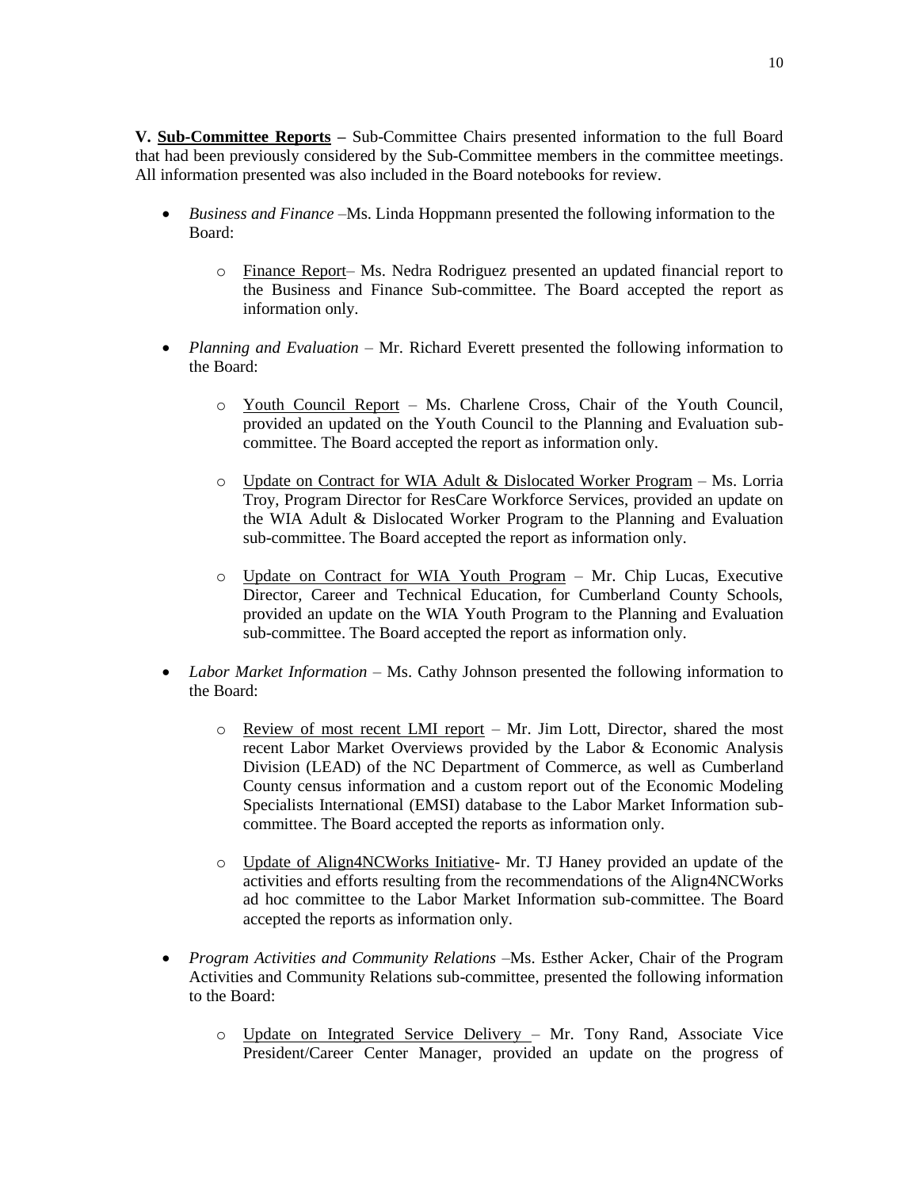**V. <u>Sub-Committee Reports</u> –** Sub-Committee Chairs presented information to the full Board that had been previously considered by the Sub-Committee members in the committee meetings. All information presented was also included in the Board notebooks for review.

- *Business and Finance* –Ms. Linda Hoppmann presented the following information to the Board:
  - <u>Finance Report</u>– Ms. Nedra Rodriguez presented an updated financial report to the Business and Finance Sub-committee. The Board accepted the report as information only.
- *Planning and Evaluation* – Mr. Richard Everett presented the following information to the Board:
  - <u>Youth Council Report</u> – Ms. Charlene Cross, Chair of the Youth Council, provided an updated on the Youth Council to the Planning and Evaluation sub-committee. The Board accepted the report as information only.
  - <u>Update on Contract for WIA Adult & Dislocated Worker Program</u> – Ms. Lorria Troy, Program Director for ResCare Workforce Services, provided an update on the WIA Adult & Dislocated Worker Program to the Planning and Evaluation sub-committee. The Board accepted the report as information only.
  - <u>Update on Contract for WIA Youth Program</u> – Mr. Chip Lucas, Executive Director, Career and Technical Education, for Cumberland County Schools, provided an update on the WIA Youth Program to the Planning and Evaluation sub-committee. The Board accepted the report as information only.
- *Labor Market Information* – Ms. Cathy Johnson presented the following information to the Board:
  - <u>Review of most recent LMI report</u> – Mr. Jim Lott, Director, shared the most recent Labor Market Overviews provided by the Labor & Economic Analysis Division (LEAD) of the NC Department of Commerce, as well as Cumberland County census information and a custom report out of the Economic Modeling Specialists International (EMSI) database to the Labor Market Information sub-committee. The Board accepted the reports as information only.
  - <u>Update of Align4NCWorks Initiative</u>- Mr. TJ Haney provided an update of the activities and efforts resulting from the recommendations of the Align4NCWorks ad hoc committee to the Labor Market Information sub-committee. The Board accepted the reports as information only.
- *Program Activities and Community Relations* –Ms. Esther Acker, Chair of the Program Activities and Community Relations sub-committee, presented the following information to the Board:
  - <u>Update on Integrated Service Delivery</u> – Mr. Tony Rand, Associate Vice President/Career Center Manager, provided an update on the progress of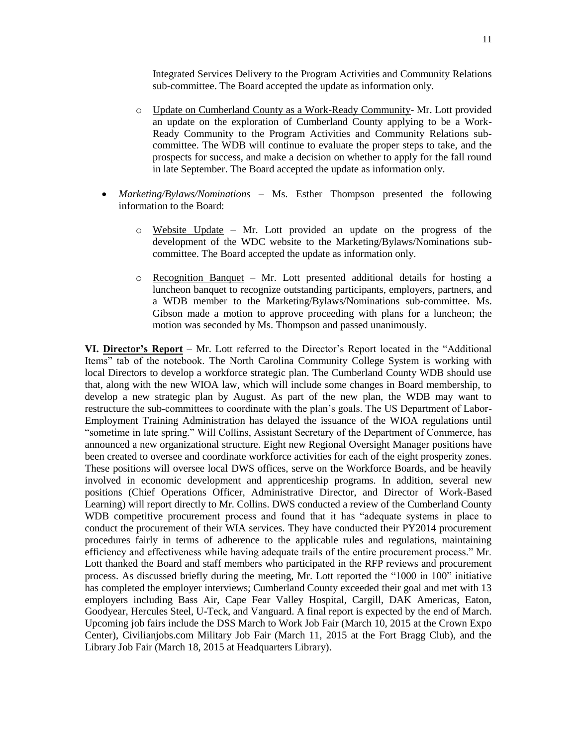Integrated Services Delivery to the Program Activities and Community Relations sub-committee. The Board accepted the update as information only.

  - Update on Cumberland County as a Work-Ready Community- Mr. Lott provided an update on the exploration of Cumberland County applying to be a Work-Ready Community to the Program Activities and Community Relations sub-committee. The WDB will continue to evaluate the proper steps to take, and the prospects for success, and make a decision on whether to apply for the fall round in late September. The Board accepted the update as information only.

- *Marketing/Bylaws/Nominations* – Ms. Esther Thompson presented the following information to the Board:

  - Website Update – Mr. Lott provided an update on the progress of the development of the WDC website to the Marketing/Bylaws/Nominations sub-committee. The Board accepted the update as information only.

  - Recognition Banquet – Mr. Lott presented additional details for hosting a luncheon banquet to recognize outstanding participants, employers, partners, and a WDB member to the Marketing/Bylaws/Nominations sub-committee. Ms. Gibson made a motion to approve proceeding with plans for a luncheon; the motion was seconded by Ms. Thompson and passed unanimously.

**VI. Director's Report** – Mr. Lott referred to the Director's Report located in the "Additional Items" tab of the notebook. The North Carolina Community College System is working with local Directors to develop a workforce strategic plan. The Cumberland County WDB should use that, along with the new WIOA law, which will include some changes in Board membership, to develop a new strategic plan by August. As part of the new plan, the WDB may want to restructure the sub-committees to coordinate with the plan's goals. The US Department of Labor-Employment Training Administration has delayed the issuance of the WIOA regulations until "sometime in late spring." Will Collins, Assistant Secretary of the Department of Commerce, has announced a new organizational structure. Eight new Regional Oversight Manager positions have been created to oversee and coordinate workforce activities for each of the eight prosperity zones. These positions will oversee local DWS offices, serve on the Workforce Boards, and be heavily involved in economic development and apprenticeship programs. In addition, several new positions (Chief Operations Officer, Administrative Director, and Director of Work-Based Learning) will report directly to Mr. Collins. DWS conducted a review of the Cumberland County WDB competitive procurement process and found that it has "adequate systems in place to conduct the procurement of their WIA services. They have conducted their PY2014 procurement procedures fairly in terms of adherence to the applicable rules and regulations, maintaining efficiency and effectiveness while having adequate trails of the entire procurement process." Mr. Lott thanked the Board and staff members who participated in the RFP reviews and procurement process. As discussed briefly during the meeting, Mr. Lott reported the "1000 in 100" initiative has completed the employer interviews; Cumberland County exceeded their goal and met with 13 employers including Bass Air, Cape Fear Valley Hospital, Cargill, DAK Americas, Eaton, Goodyear, Hercules Steel, U-Teck, and Vanguard. A final report is expected by the end of March. Upcoming job fairs include the DSS March to Work Job Fair (March 10, 2015 at the Crown Expo Center), Civilianjobs.com Military Job Fair (March 11, 2015 at the Fort Bragg Club), and the Library Job Fair (March 18, 2015 at Headquarters Library).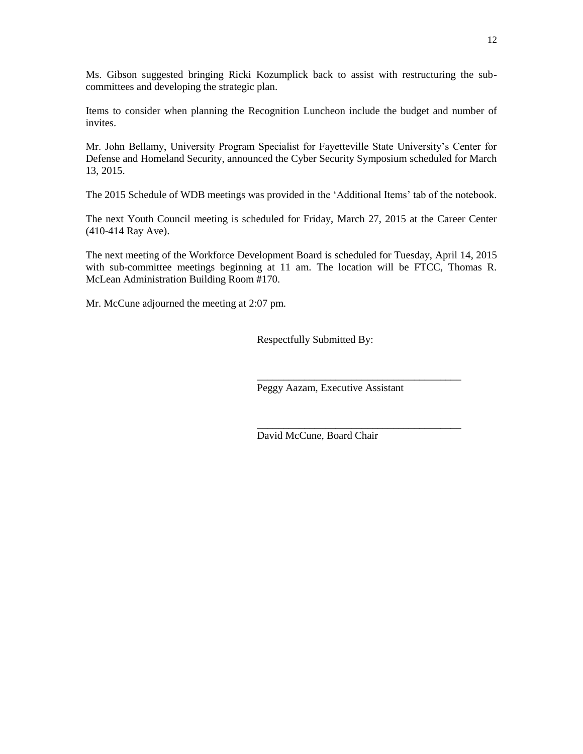Ms. Gibson suggested bringing Ricki Kozumplick back to assist with restructuring the sub-committees and developing the strategic plan.

Items to consider when planning the Recognition Luncheon include the budget and number of invites.

Mr. John Bellamy, University Program Specialist for Fayetteville State University's Center for Defense and Homeland Security, announced the Cyber Security Symposium scheduled for March 13, 2015.

The 2015 Schedule of WDB meetings was provided in the 'Additional Items' tab of the notebook.

The next Youth Council meeting is scheduled for Friday, March 27, 2015 at the Career Center (410-414 Ray Ave).

The next meeting of the Workforce Development Board is scheduled for Tuesday, April 14, 2015 with sub-committee meetings beginning at 11 am. The location will be FTCC, Thomas R. McLean Administration Building Room #170.

Mr. McCune adjourned the meeting at 2:07 pm.

Respectfully Submitted By:

\_\_\_\_\_\_\_\_\_\_\_\_\_\_\_\_\_\_\_\_\_\_\_\_\_\_\_\_\_\_\_\_\_\_\_\_\_\_\_\_

Peggy Aazam, Executive Assistant

\_\_\_\_\_\_\_\_\_\_\_\_\_\_\_\_\_\_\_\_\_\_\_\_\_\_\_\_\_\_\_\_\_\_\_\_\_\_\_\_

David McCune, Board Chair